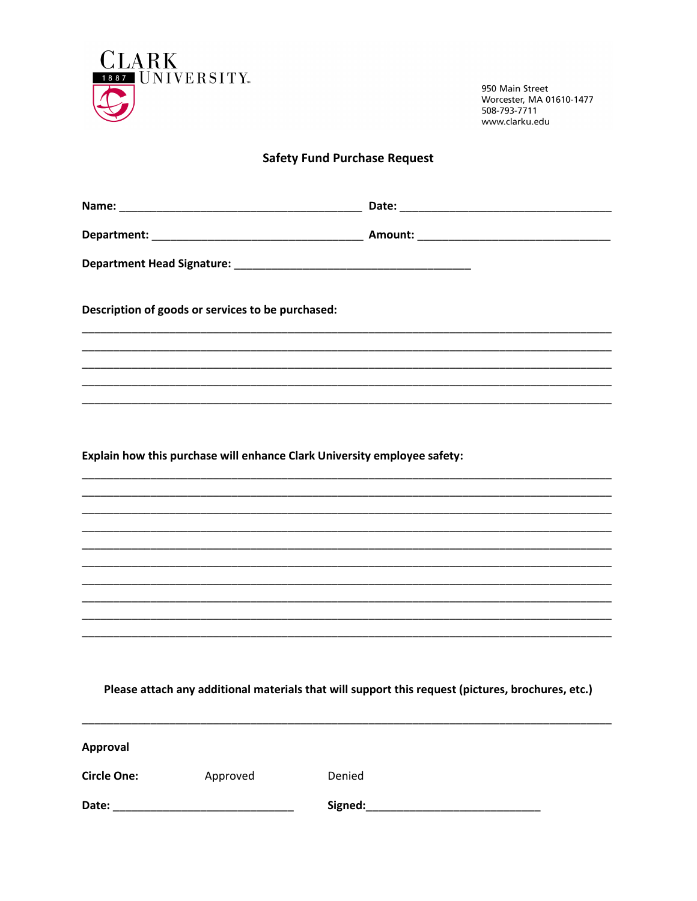CLARK UNIVERSITY
1887

950 Main Street
Worcester, MA 01610-1477
508-793-7711
www.clarku.edu

## Safety Fund Purchase Request

**Name:** ______________________________ **Date:** ______________________________

**Department:** ______________________________ **Amount:** ______________________________

**Department Head Signature:** ______________________________

**Description of goods or services to be purchased:**

______________________________________________________________________________
______________________________________________________________________________
______________________________________________________________________________
______________________________________________________________________________
______________________________________________________________________________

**Explain how this purchase will enhance Clark University employee safety:**

______________________________________________________________________________
______________________________________________________________________________
______________________________________________________________________________
______________________________________________________________________________
______________________________________________________________________________
______________________________________________________________________________
______________________________________________________________________________
______________________________________________________________________________
______________________________________________________________________________
______________________________________________________________________________

**Please attach any additional materials that will support this request (pictures, brochures, etc.)**

______________________________________________________________________________

**Approval**

**Circle One:** Approved Denied

**Date:** ______________________________ **Signed:** ______________________________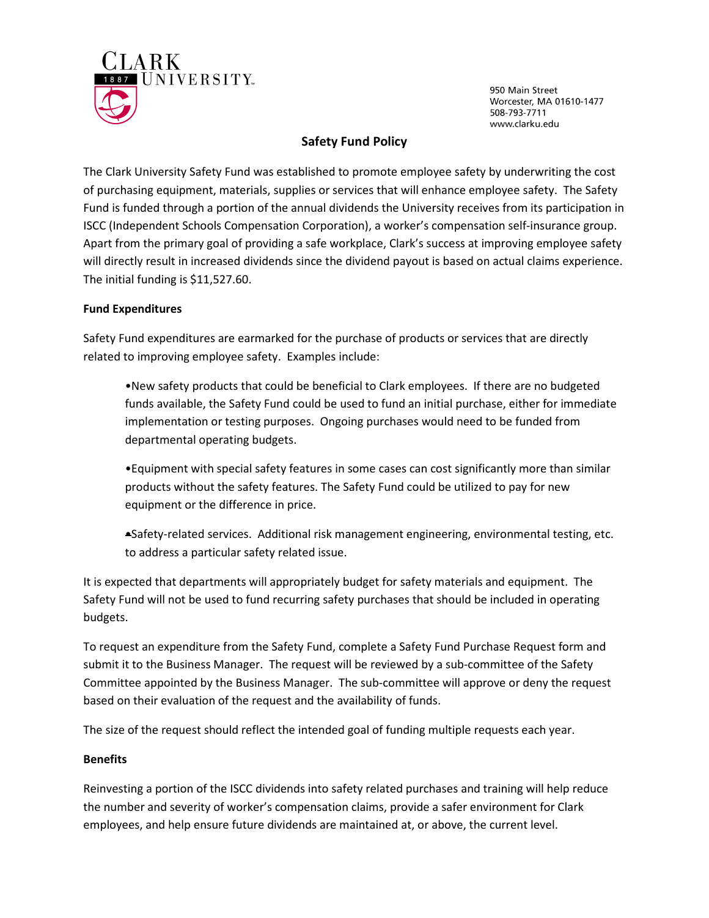CLARK UNIVERSITY 1887

950 Main Street
Worcester, MA 01610-1477
508-793-7711
www.clarku.edu

# Safety Fund Policy

The Clark University Safety Fund was established to promote employee safety by underwriting the cost of purchasing equipment, materials, supplies or services that will enhance employee safety. The Safety Fund is funded through a portion of the annual dividends the University receives from its participation in ISCC (Independent Schools Compensation Corporation), a worker's compensation self-insurance group. Apart from the primary goal of providing a safe workplace, Clark's success at improving employee safety will directly result in increased dividends since the dividend payout is based on actual claims experience. The initial funding is $11,527.60.

**Fund Expenditures**

Safety Fund expenditures are earmarked for the purchase of products or services that are directly related to improving employee safety. Examples include:

- New safety products that could be beneficial to Clark employees. If there are no budgeted funds available, the Safety Fund could be used to fund an initial purchase, either for immediate implementation or testing purposes. Ongoing purchases would need to be funded from departmental operating budgets.
- Equipment with special safety features in some cases can cost significantly more than similar products without the safety features. The Safety Fund could be utilized to pay for new equipment or the difference in price.
- Safety-related services. Additional risk management engineering, environmental testing, etc. to address a particular safety related issue.

It is expected that departments will appropriately budget for safety materials and equipment. The Safety Fund will not be used to fund recurring safety purchases that should be included in operating budgets.

To request an expenditure from the Safety Fund, complete a Safety Fund Purchase Request form and submit it to the Business Manager. The request will be reviewed by a sub-committee of the Safety Committee appointed by the Business Manager. The sub-committee will approve or deny the request based on their evaluation of the request and the availability of funds.

The size of the request should reflect the intended goal of funding multiple requests each year.

**Benefits**

Reinvesting a portion of the ISCC dividends into safety related purchases and training will help reduce the number and severity of worker's compensation claims, provide a safer environment for Clark employees, and help ensure future dividends are maintained at, or above, the current level.